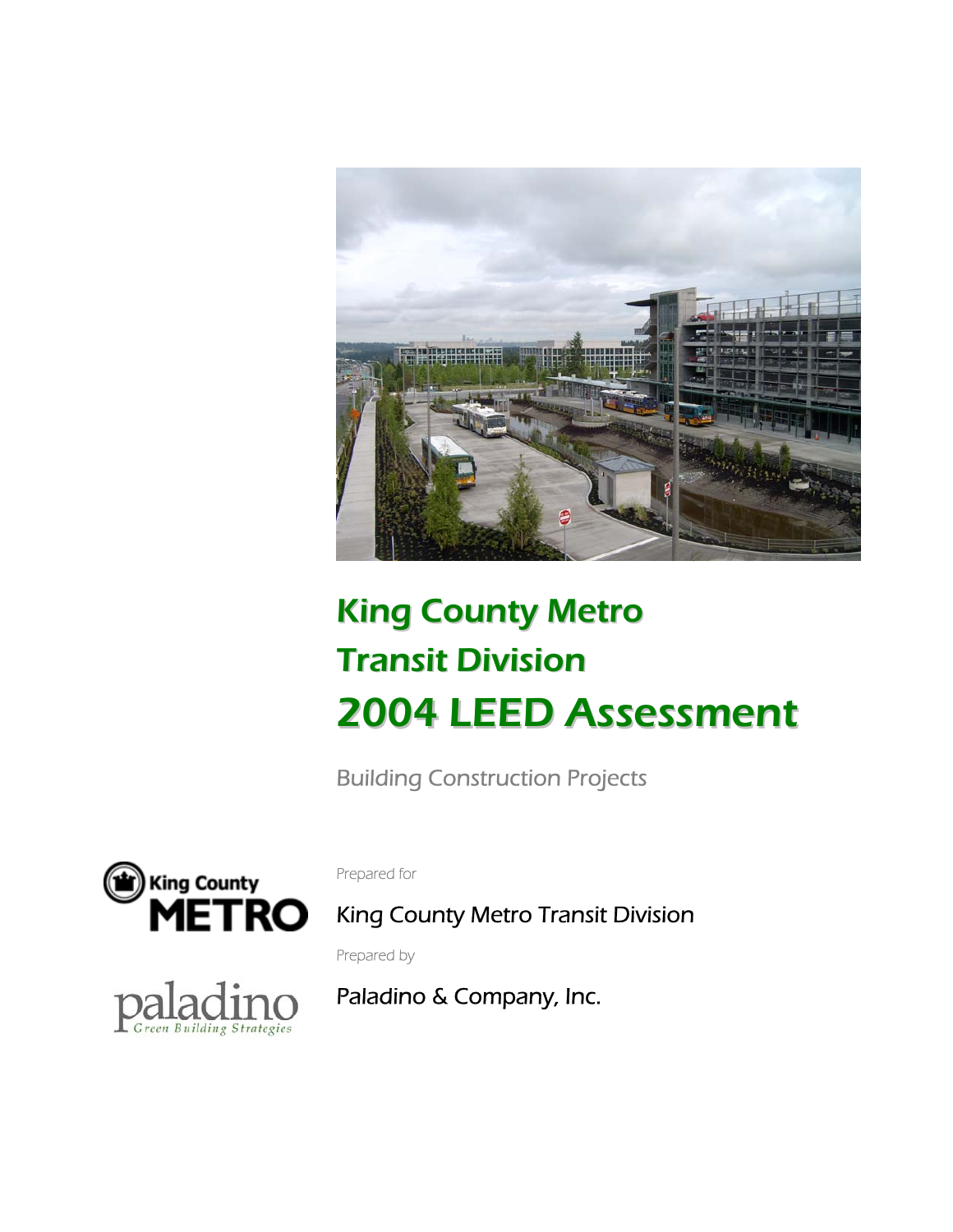# King County Metro Transit Division

# 2004 LEED Assessment

Building Construction Projects

Prepared for

King County Metro Transit Division

Prepared by

Paladino & Company, Inc.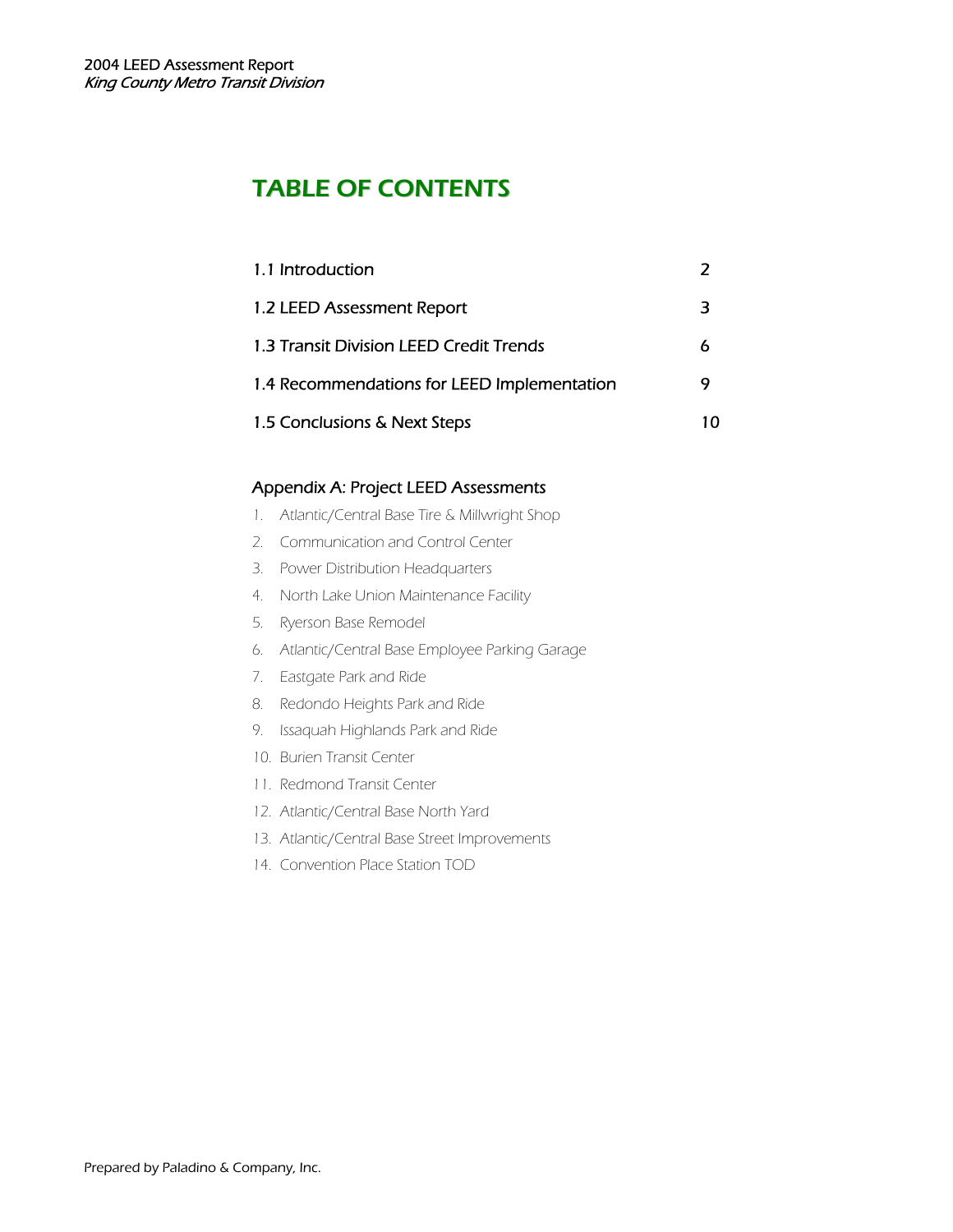# TABLE OF CONTENTS

| | |
|---|---|
| 1.1 Introduction | 2 |
| 1.2 LEED Assessment Report | 3 |
| 1.3 Transit Division LEED Credit Trends | 6 |
| 1.4 Recommendations for LEED Implementation | 9 |
| 1.5 Conclusions & Next Steps | 10 |

## Appendix A: Project LEED Assessments

1. Atlantic/Central Base Tire & Millwright Shop
2. Communication and Control Center
3. Power Distribution Headquarters
4. North Lake Union Maintenance Facility
5. Ryerson Base Remodel
6. Atlantic/Central Base Employee Parking Garage
7. Eastgate Park and Ride
8. Redondo Heights Park and Ride
9. Issaquah Highlands Park and Ride
10. Burien Transit Center
11. Redmond Transit Center
12. Atlantic/Central Base North Yard
13. Atlantic/Central Base Street Improvements
14. Convention Place Station TOD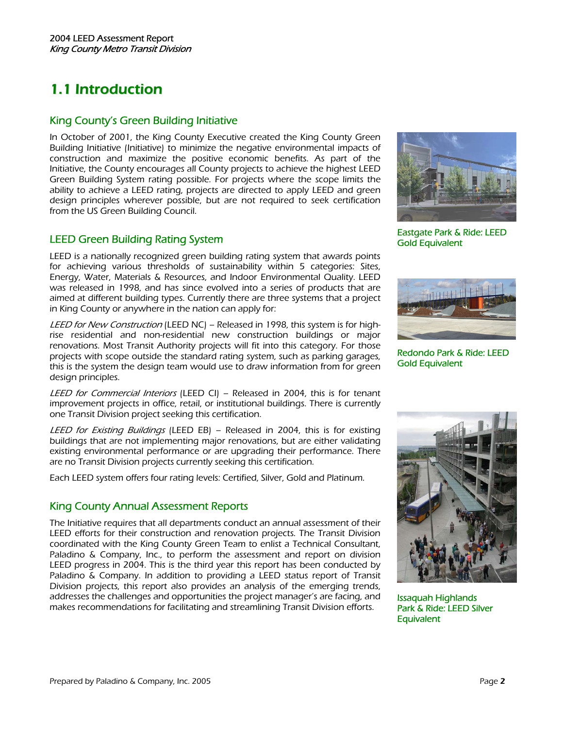# 1.1 Introduction

## King County's Green Building Initiative

In October of 2001, the King County Executive created the King County Green Building Initiative (Initiative) to minimize the negative environmental impacts of construction and maximize the positive economic benefits. As part of the Initiative, the County encourages all County projects to achieve the highest LEED Green Building System rating possible. For projects where the scope limits the ability to achieve a LEED rating, projects are directed to apply LEED and green design principles wherever possible, but are not required to seek certification from the US Green Building Council.

## LEED Green Building Rating System

LEED is a nationally recognized green building rating system that awards points for achieving various thresholds of sustainability within 5 categories: Sites, Energy, Water, Materials & Resources, and Indoor Environmental Quality. LEED was released in 1998, and has since evolved into a series of products that are aimed at different building types. Currently there are three systems that a project in King County or anywhere in the nation can apply for:

*LEED for New Construction* (LEED NC) – Released in 1998, this system is for high-rise residential and non-residential new construction buildings or major renovations. Most Transit Authority projects will fit into this category. For those projects with scope outside the standard rating system, such as parking garages, this is the system the design team would use to draw information from for green design principles.

*LEED for Commercial Interiors* (LEED CI) – Released in 2004, this is for tenant improvement projects in office, retail, or institutional buildings. There is currently one Transit Division project seeking this certification.

*LEED for Existing Buildings* (LEED EB) – Released in 2004, this is for existing buildings that are not implementing major renovations, but are either validating existing environmental performance or are upgrading their performance. There are no Transit Division projects currently seeking this certification.

Each LEED system offers four rating levels: Certified, Silver, Gold and Platinum.

## King County Annual Assessment Reports

The Initiative requires that all departments conduct an annual assessment of their LEED efforts for their construction and renovation projects. The Transit Division coordinated with the King County Green Team to enlist a Technical Consultant, Paladino & Company, Inc., to perform the assessment and report on division LEED progress in 2004. This is the third year this report has been conducted by Paladino & Company. In addition to providing a LEED status report of Transit Division projects, this report also provides an analysis of the emerging trends, addresses the challenges and opportunities the project manager's are facing, and makes recommendations for facilitating and streamlining Transit Division efforts.

Eastgate Park & Ride: LEED Gold Equivalent

Redondo Park & Ride: LEED Gold Equivalent

Issaquah Highlands Park & Ride: LEED Silver Equivalent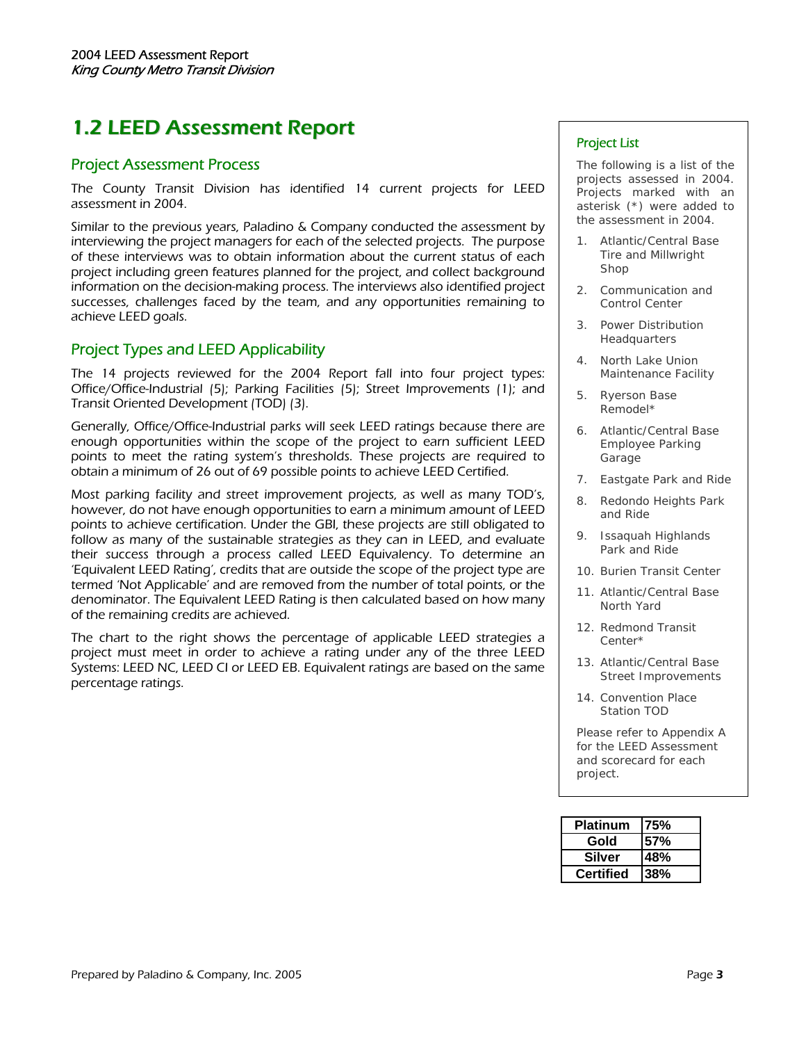# 1.2 LEED Assessment Report

## Project Assessment Process

The County Transit Division has identified 14 current projects for LEED assessment in 2004.

Similar to the previous years, Paladino & Company conducted the assessment by interviewing the project managers for each of the selected projects. The purpose of these interviews was to obtain information about the current status of each project including green features planned for the project, and collect background information on the decision-making process. The interviews also identified project successes, challenges faced by the team, and any opportunities remaining to achieve LEED goals.

## Project Types and LEED Applicability

The 14 projects reviewed for the 2004 Report fall into four project types: Office/Office-Industrial (5); Parking Facilities (5); Street Improvements (1); and Transit Oriented Development (TOD) (3).

Generally, Office/Office-Industrial parks will seek LEED ratings because there are enough opportunities within the scope of the project to earn sufficient LEED points to meet the rating system's thresholds. These projects are required to obtain a minimum of 26 out of 69 possible points to achieve LEED Certified.

Most parking facility and street improvement projects, as well as many TOD's, however, do not have enough opportunities to earn a minimum amount of LEED points to achieve certification. Under the GBI, these projects are still obligated to follow as many of the sustainable strategies as they can in LEED, and evaluate their success through a process called LEED Equivalency. To determine an 'Equivalent LEED Rating', credits that are outside the scope of the project type are termed 'Not Applicable' and are removed from the number of total points, or the denominator. The Equivalent LEED Rating is then calculated based on how many of the remaining credits are achieved.

The chart to the right shows the percentage of applicable LEED strategies a project must meet in order to achieve a rating under any of the three LEED Systems: LEED NC, LEED CI or LEED EB. Equivalent ratings are based on the same percentage ratings.

### Project List

The following is a list of the projects assessed in 2004. Projects marked with an asterisk (*) were added to the assessment in 2004.

1. Atlantic/Central Base Tire and Millwright Shop
2. Communication and Control Center
3. Power Distribution Headquarters
4. North Lake Union Maintenance Facility
5. Ryerson Base Remodel*
6. Atlantic/Central Base Employee Parking Garage
7. Eastgate Park and Ride
8. Redondo Heights Park and Ride
9. Issaquah Highlands Park and Ride
10. Burien Transit Center
11. Atlantic/Central Base North Yard
12. Redmond Transit Center*
13. Atlantic/Central Base Street Improvements
14. Convention Place Station TOD

Please refer to Appendix A for the LEED Assessment and scorecard for each project.

| Rating | Percentage |
|---|---|
| **Platinum** | **75%** |
| **Gold** | **57%** |
| **Silver** | **48%** |
| **Certified** | **38%** |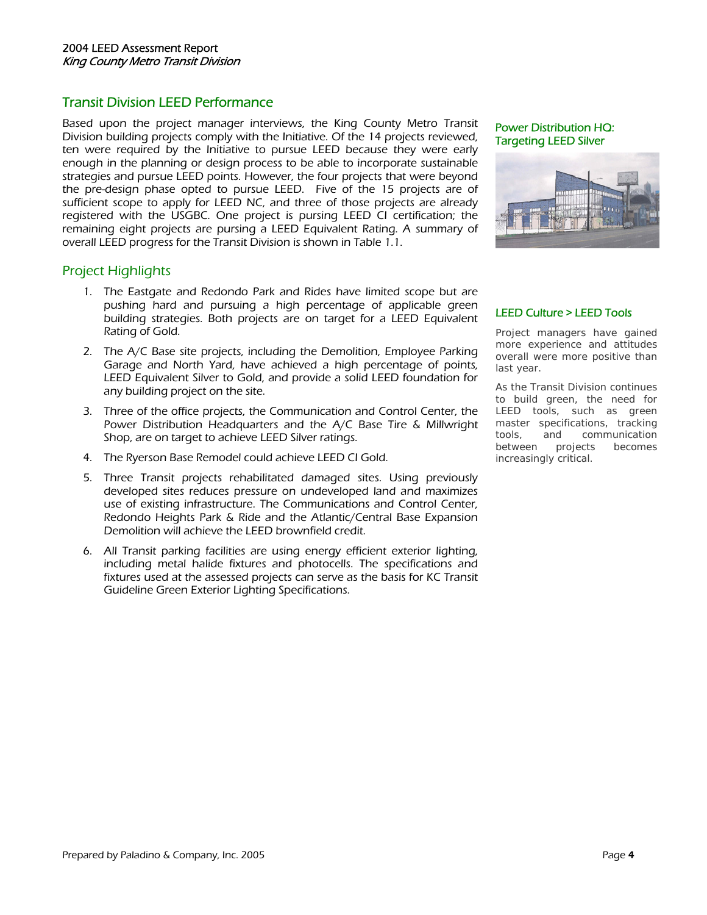## Transit Division LEED Performance

Based upon the project manager interviews, the King County Metro Transit Division building projects comply with the Initiative. Of the 14 projects reviewed, ten were required by the Initiative to pursue LEED because they were early enough in the planning or design process to be able to incorporate sustainable strategies and pursue LEED points. However, the four projects that were beyond the pre-design phase opted to pursue LEED. Five of the 15 projects are of sufficient scope to apply for LEED NC, and three of those projects are already registered with the USGBC. One project is pursing LEED CI certification; the remaining eight projects are pursuing a LEED Equivalent Rating. A summary of overall LEED progress for the Transit Division is shown in Table 1.1.

Power Distribution HQ: Targeting LEED Silver

## Project Highlights

1. The Eastgate and Redondo Park and Rides have limited scope but are pushing hard and pursuing a high percentage of applicable green building strategies. Both projects are on target for a LEED Equivalent Rating of Gold.
2. The A/C Base site projects, including the Demolition, Employee Parking Garage and North Yard, have achieved a high percentage of points, LEED Equivalent Silver to Gold, and provide a solid LEED foundation for any building project on the site.
3. Three of the office projects, the Communication and Control Center, the Power Distribution Headquarters and the A/C Base Tire & Millwright Shop, are on target to achieve LEED Silver ratings.
4. The Ryerson Base Remodel could achieve LEED CI Gold.
5. Three Transit projects rehabilitated damaged sites. Using previously developed sites reduces pressure on undeveloped land and maximizes use of existing infrastructure. The Communications and Control Center, Redondo Heights Park & Ride and the Atlantic/Central Base Expansion Demolition will achieve the LEED brownfield credit.
6. All Transit parking facilities are using energy efficient exterior lighting, including metal halide fixtures and photocells. The specifications and fixtures used at the assessed projects can serve as the basis for KC Transit Guideline Green Exterior Lighting Specifications.

### LEED Culture > LEED Tools

Project managers have gained more experience and attitudes overall were more positive than last year.

As the Transit Division continues to build green, the need for LEED tools, such as green master specifications, tracking tools, and communication between projects becomes increasingly critical.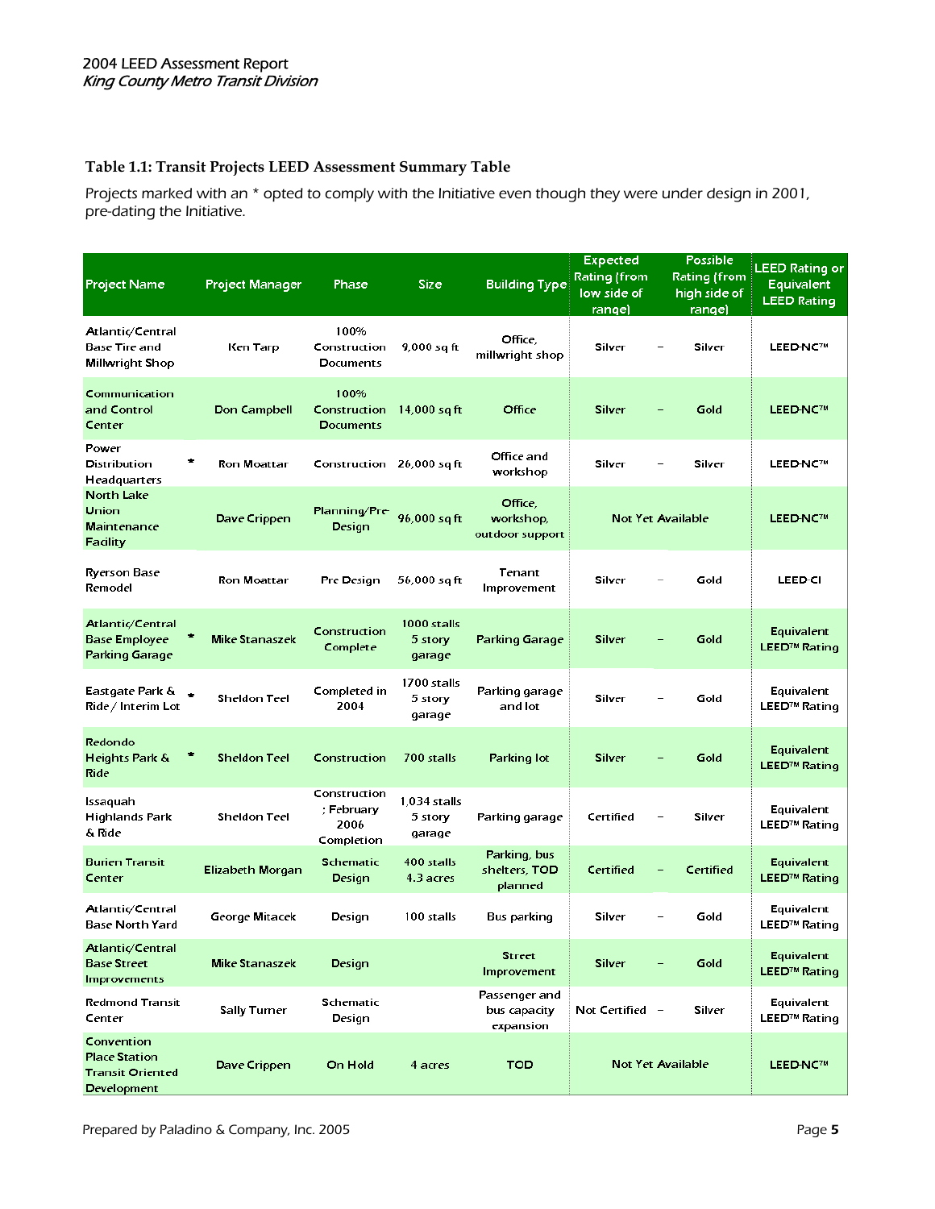### Table 1.1: Transit Projects LEED Assessment Summary Table

Projects marked with an * opted to comply with the Initiative even though they were under design in 2001, pre-dating the Initiative.

| Project Name | | Project Manager | Phase | Size | Building Type | Expected Rating (from low side of range) | | Possible Rating (from high side of range) | LEED Rating or Equivalent LEED Rating |
|---|---|---|---|---|---|---|---|---|---|
| Atlantic/Central Base Tire and Millwright Shop | | Ken Tarp | 100% Construction Documents | 9,000 sq ft | Office, millwright shop | Silver | – | Silver | LEED-NC™ |
| Communication and Control Center | | Don Campbell | 100% Construction Documents | 14,000 sq ft | Office | Silver | – | Gold | LEED-NC™ |
| Power Distribution Headquarters | * | Ron Moattar | Construction | 26,000 sq ft | Office and workshop | Silver | – | Silver | LEED-NC™ |
| North Lake Union Maintenance Facility | | Dave Crippen | Planning/Pre-Design | 96,000 sq ft | Office, workshop, outdoor support | Not Yet Available | | | LEED-NC™ |
| Ryerson Base Remodel | | Ron Moattar | Pre Design | 56,000 sq ft | Tenant Improvement | Silver | – | Gold | LEED-CI |
| Atlantic/Central Base Employee Parking Garage | * | Mike Stanaszek | Construction Complete | 1000 stalls 5 story garage | Parking Garage | Silver | – | Gold | Equivalent LEED™ Rating |
| Eastgate Park & Ride / Interim Lot | * | Sheldon Teel | Completed in 2004 | 1700 stalls 5 story garage | Parking garage and lot | Silver | – | Gold | Equivalent LEED™ Rating |
| Redondo Heights Park & Ride | * | Sheldon Teel | Construction | 700 stalls | Parking lot | Silver | – | Gold | Equivalent LEED™ Rating |
| Issaquah Highlands Park & Ride | | Sheldon Teel | Construction; February 2006 Completion | 1,034 stalls 5 story garage | Parking garage | Certified | – | Silver | Equivalent LEED™ Rating |
| Burien Transit Center | | Elizabeth Morgan | Schematic Design | 400 stalls 4.3 acres | Parking, bus shelters, TOD planned | Certified | – | Certified | Equivalent LEED™ Rating |
| Atlantic/Central Base North Yard | | George Mitacek | Design | 100 stalls | Bus parking | Silver | – | Gold | Equivalent LEED™ Rating |
| Atlantic/Central Base Street Improvements | | Mike Stanaszek | Design | | Street Improvement | Silver | – | Gold | Equivalent LEED™ Rating |
| Redmond Transit Center | | Sally Turner | Schematic Design | | Passenger and bus capacity expansion | Not Certified | – | Silver | Equivalent LEED™ Rating |
| Convention Place Station Transit Oriented Development | | Dave Crippen | On Hold | 4 acres | TOD | Not Yet Available | | | LEED-NC™ |

Prepared by Paladino & Company, Inc. 2005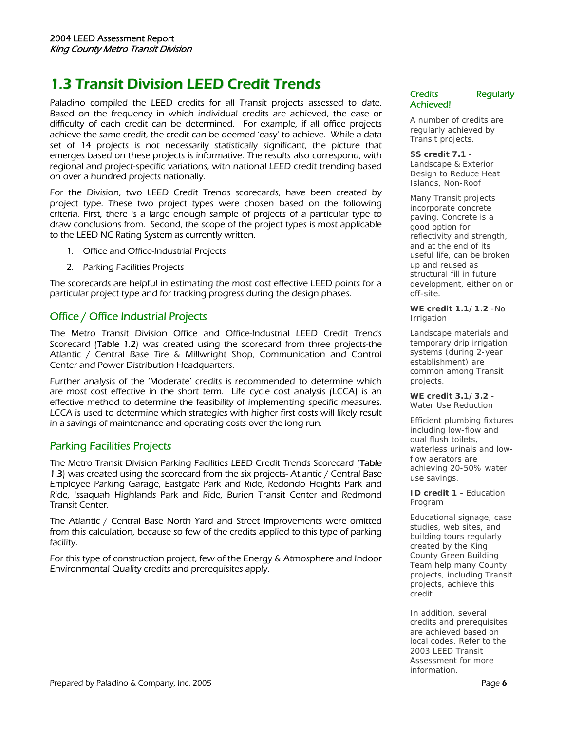## 1.3 Transit Division LEED Credit Trends

Paladino compiled the LEED credits for all Transit projects assessed to date. Based on the frequency in which individual credits are achieved, the ease or difficulty of each credit can be determined. For example, if all office projects achieve the same credit, the credit can be deemed 'easy' to achieve. While a data set of 14 projects is not necessarily statistically significant, the picture that emerges based on these projects is informative. The results also correspond, with regional and project-specific variations, with national LEED credit trending based on over a hundred projects nationally.

For the Division, two LEED Credit Trends scorecards, have been created by project type. These two project types were chosen based on the following criteria. First, there is a large enough sample of projects of a particular type to draw conclusions from. Second, the scope of the project types is most applicable to the LEED NC Rating System as currently written.

1. Office and Office-Industrial Projects
2. Parking Facilities Projects

The scorecards are helpful in estimating the most cost effective LEED points for a particular project type and for tracking progress during the design phases.

### Office / Office Industrial Projects

The Metro Transit Division Office and Office-Industrial LEED Credit Trends Scorecard (Table 1.2) was created using the scorecard from three projects-the Atlantic / Central Base Tire & Millwright Shop, Communication and Control Center and Power Distribution Headquarters.

Further analysis of the 'Moderate' credits is recommended to determine which are most cost effective in the short term. Life cycle cost analysis (LCCA) is an effective method to determine the feasibility of implementing specific measures. LCCA is used to determine which strategies with higher first costs will likely result in a savings of maintenance and operating costs over the long run.

### Parking Facilities Projects

The Metro Transit Division Parking Facilities LEED Credit Trends Scorecard (Table 1.3) was created using the scorecard from the six projects- Atlantic / Central Base Employee Parking Garage, Eastgate Park and Ride, Redondo Heights Park and Ride, Issaquah Highlands Park and Ride, Burien Transit Center and Redmond Transit Center.

The Atlantic / Central Base North Yard and Street Improvements were omitted from this calculation, because so few of the credits applied to this type of parking facility.

For this type of construction project, few of the Energy & Atmosphere and Indoor Environmental Quality credits and prerequisites apply.

### Credits Regularly Achieved!

A number of credits are regularly achieved by Transit projects.

**SS credit 7.1** - Landscape & Exterior Design to Reduce Heat Islands, Non-Roof

Many Transit projects incorporate concrete paving. Concrete is a good option for reflectivity and strength, and at the end of its useful life, can be broken up and reused as structural fill in future development, either on or off-site.

**WE credit 1.1/1.2** -No Irrigation

Landscape materials and temporary drip irrigation systems (during 2-year establishment) are common among Transit projects.

**WE credit 3.1/3.2** - Water Use Reduction

Efficient plumbing fixtures including low-flow and dual flush toilets, waterless urinals and low-flow aerators are achieving 20-50% water use savings.

**ID credit 1 -** Education Program

Educational signage, case studies, web sites, and building tours regularly created by the King County Green Building Team help many County projects, including Transit projects, achieve this credit.

In addition, several credits and prerequisites are achieved based on local codes. Refer to the 2003 LEED Transit Assessment for more information.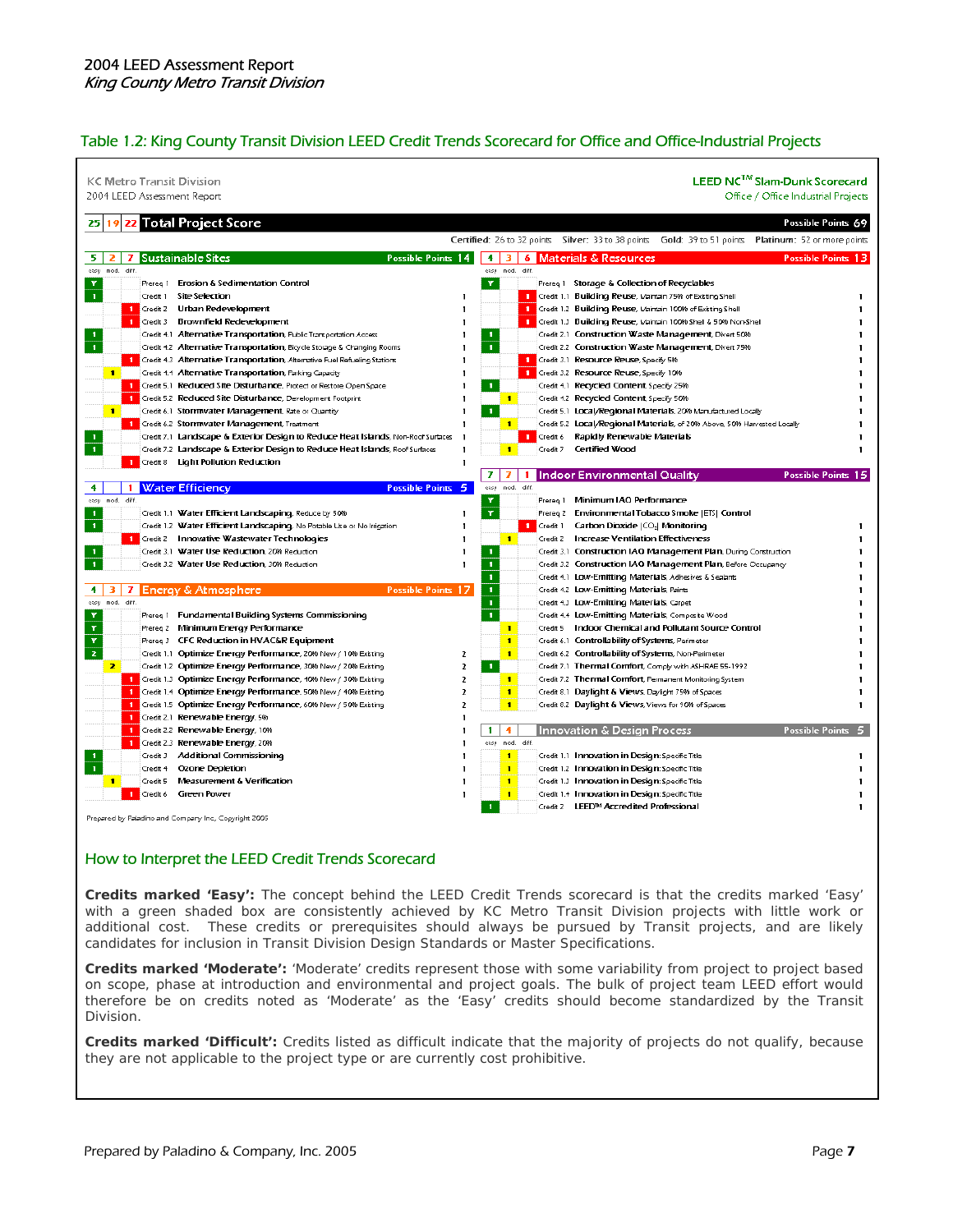2004 LEED Assessment Report
*King County Metro Transit Division*

## Table 1.2: King County Transit Division LEED Credit Trends Scorecard for Office and Office-Industrial Projects

KC Metro Transit Division
2004 LEED Assessment Report

LEED NC™ Slam-Dunk Scorecard
Office / Office Industrial Projects

**25 | 19 | 22 Total Project Score** — Possible Points 69

Certified: 26 to 32 points  Silver: 33 to 38 points  Gold: 39 to 51 points  Platinum: 52 or more points

### 5 | 2 | 7 Sustainable Sites — Possible Points 14

| easy | mod. | diff. | Item | Description | Points |
|---|---|---|---|---|---|
| Y | | | Prereq 1 | **Erosion & Sedimentation Control** | |
| 1 | | | Credit 1 | **Site Selection** | 1 |
| | | 1 | Credit 2 | **Urban Redevelopment** | 1 |
| | | 1 | Credit 3 | **Brownfield Redevelopment** | 1 |
| 1 | | | Credit 4.1 | **Alternative Transportation**, Public Transportation Access | 1 |
| 1 | | | Credit 4.2 | **Alternative Transportation**, Bicycle Storage & Changing Rooms | 1 |
| | | 1 | Credit 4.3 | **Alternative Transportation**, Alternative Fuel Refueling Stations | 1 |
| | 1 | | Credit 4.4 | **Alternative Transportation**, Parking Capacity | 1 |
| | | 1 | Credit 5.1 | **Reduced Site Disturbance**, Protect or Restore Open Space | 1 |
| | | 1 | Credit 5.2 | **Reduced Site Disturbance**, Development Footprint | 1 |
| | 1 | | Credit 6.1 | **Stormwater Management**, Rate or Quantity | 1 |
| | | 1 | Credit 6.2 | **Stormwater Management**, Treatment | 1 |
| 1 | | | Credit 7.1 | **Landscape & Exterior Design to Reduce Heat Islands**, Non-Roof Surfaces | 1 |
| 1 | | | Credit 7.2 | **Landscape & Exterior Design to Reduce Heat Islands**, Roof Surfaces | 1 |
| | | 1 | Credit 8 | **Light Pollution Reduction** | 1 |

### 4 | | 1 Water Efficiency — Possible Points 5

| easy | mod. | diff. | Item | Description | Points |
|---|---|---|---|---|---|
| 1 | | | Credit 1.1 | **Water Efficient Landscaping**, Reduce by 50% | 1 |
| 1 | | | Credit 1.2 | **Water Efficient Landscaping**, No Potable Use or No Irrigation | 1 |
| | | 1 | Credit 2 | **Innovative Wastewater Technologies** | 1 |
| 1 | | | Credit 3.1 | **Water Use Reduction**, 20% Reduction | 1 |
| 1 | | | Credit 3.2 | **Water Use Reduction**, 30% Reduction | 1 |

### 4 | 3 | 7 Energy & Atmosphere — Possible Points 17

| easy | mod. | diff. | Item | Description | Points |
|---|---|---|---|---|---|
| Y | | | Prereq 1 | **Fundamental Building Systems Commissioning** | |
| Y | | | Prereq 2 | **Minimum Energy Performance** | |
| Y | | | Prereq 3 | **CFC Reduction in HVAC&R Equipment** | |
| 2 | | | Credit 1.1 | **Optimize Energy Performance**, 20% New / 10% Existing | 2 |
| | 2 | | Credit 1.2 | **Optimize Energy Performance**, 30% New / 20% Existing | 2 |
| | | 1 | Credit 1.3 | **Optimize Energy Performance**, 40% New / 30% Existing | 2 |
| | | 1 | Credit 1.4 | **Optimize Energy Performance**, 50% New / 40% Existing | 2 |
| | | 1 | Credit 1.5 | **Optimize Energy Performance**, 60% New / 50% Existing | 2 |
| | | 1 | Credit 2.1 | **Renewable Energy**, 5% | 1 |
| | | 1 | Credit 2.2 | **Renewable Energy**, 10% | 1 |
| | | 1 | Credit 2.3 | **Renewable Energy**, 20% | 1 |
| 1 | | | Credit 3 | **Additional Commissioning** | 1 |
| 1 | | | Credit 4 | **Ozone Depletion** | 1 |
| | 1 | | Credit 5 | **Measurement & Verification** | 1 |
| | | 1 | Credit 6 | **Green Power** | 1 |

### 4 | 3 | 6 Materials & Resources — Possible Points 13

| easy | mod. | diff. | Item | Description | Points |
|---|---|---|---|---|---|
| Y | | | Prereq 1 | **Storage & Collection of Recyclables** | |
| | | 1 | Credit 1.1 | **Building Reuse**, Maintain 75% of Existing Shell | 1 |
| | | 1 | Credit 1.2 | **Building Reuse**, Maintain 100% of Existing Shell | 1 |
| | | 1 | Credit 1.3 | **Building Reuse**, Maintain 100% Shell & 50% Non-Shell | 1 |
| 1 | | | Credit 2.1 | **Construction Waste Management**, Divert 50% | 1 |
| 1 | | | Credit 2.2 | **Construction Waste Management**, Divert 75% | 1 |
| | | 1 | Credit 3.1 | **Resource Reuse**, Specify 5% | 1 |
| | | 1 | Credit 3.2 | **Resource Reuse**, Specify 10% | 1 |
| 1 | | | Credit 4.1 | **Recycled Content**, Specify 25% | 1 |
| | 1 | | Credit 4.2 | **Recycled Content**, Specify 50% | 1 |
| 1 | | | Credit 5.1 | **Local/Regional Materials**, 20% Manufactured Locally | 1 |
| | 1 | | Credit 5.2 | **Local/Regional Materials**, of 20% Above, 50% Harvested Locally | 1 |
| | | 1 | Credit 6 | **Rapidly Renewable Materials** | 1 |
| | 1 | | Credit 7 | **Certified Wood** | 1 |

### 7 | 7 | 1 Indoor Environmental Quality — Possible Points 15

| easy | mod. | diff. | Item | Description | Points |
|---|---|---|---|---|---|
| Y | | | Prereq 1 | **Minimum IAQ Performance** | |
| Y | | | Prereq 2 | **Environmental Tobacco Smoke (ETS) Control** | |
| | | 1 | Credit 1 | **Carbon Dioxide ($CO_2$) Monitoring** | 1 |
| | 1 | | Credit 2 | **Increase Ventilation Effectiveness** | 1 |
| 1 | | | Credit 3.1 | **Construction IAQ Management Plan**, During Construction | 1 |
| 1 | | | Credit 3.2 | **Construction IAQ Management Plan**, Before Occupancy | 1 |
| 1 | | | Credit 4.1 | **Low-Emitting Materials**, Adhesives & Sealants | 1 |
| 1 | | | Credit 4.2 | **Low-Emitting Materials**, Paints | 1 |
| 1 | | | Credit 4.3 | **Low-Emitting Materials**, Carpet | 1 |
| 1 | | | Credit 4.4 | **Low-Emitting Materials**, Composite Wood | 1 |
| | 1 | | Credit 5 | **Indoor Chemical and Pollutant Source Control** | 1 |
| | 1 | | Credit 6.1 | **Controllability of Systems**, Perimeter | 1 |
| | 1 | | Credit 6.2 | **Controllability of Systems**, Non-Perimeter | 1 |
| 1 | | | Credit 7.1 | **Thermal Comfort**, Comply with ASHRAE 55-1992 | 1 |
| | 1 | | Credit 7.2 | **Thermal Comfort**, Permanent Monitoring System | 1 |
| | 1 | | Credit 8.1 | **Daylight & Views**, Daylight 75% of Spaces | 1 |
| | 1 | | Credit 8.2 | **Daylight & Views**, Views for 90% of Spaces | 1 |

### 1 | 4 | Innovation & Design Process — Possible Points 5

| easy | mod. | diff. | Item | Description | Points |
|---|---|---|---|---|---|
| | 1 | | Credit 1.1 | **Innovation in Design**: Specific Title | 1 |
| | 1 | | Credit 1.2 | **Innovation in Design**: Specific Title | 1 |
| | 1 | | Credit 1.3 | **Innovation in Design**: Specific Title | 1 |
| | 1 | | Credit 1.4 | **Innovation in Design**: Specific Title | 1 |
| 1 | | | Credit 2 | **LEED™ Accredited Professional** | 1 |

Prepared by Paladino and Company Inc, Copyright 2005

## How to Interpret the LEED Credit Trends Scorecard

**Credits marked 'Easy':** The concept behind the LEED Credit Trends scorecard is that the credits marked 'Easy' with a green shaded box are consistently achieved by KC Metro Transit Division projects with little work or additional cost. These credits or prerequisites should always be pursued by Transit projects, and are likely candidates for inclusion in Transit Division Design Standards or Master Specifications.

**Credits marked 'Moderate':** 'Moderate' credits represent those with some variability from project to project based on scope, phase at introduction and environmental and project goals. The bulk of project team LEED effort would therefore be on credits noted as 'Moderate' as the 'Easy' credits should become standardized by the Transit Division.

**Credits marked 'Difficult':** Credits listed as difficult indicate that the majority of projects do not qualify, because they are not applicable to the project type or are currently cost prohibitive.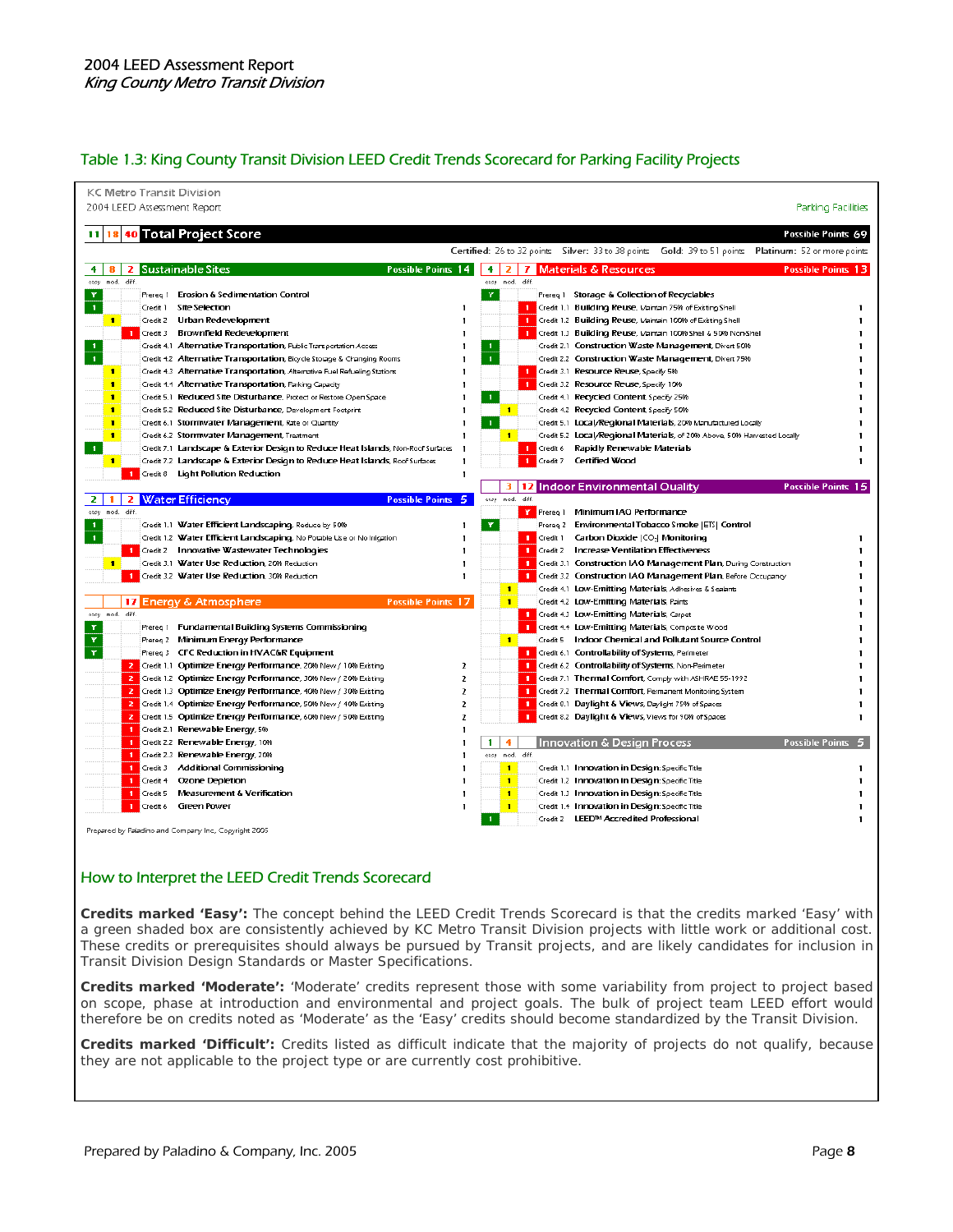## Table 1.3: King County Transit Division LEED Credit Trends Scorecard for Parking Facility Projects

KC Metro Transit Division
2004 LEED Assessment Report — Parking Facilities

| easy | mod. | diff. | Total Project Score | Possible Points 69 |
|---|---|---|---|---|
| 11 | 18 | 40 | Total Project Score | 69 |

Certified: 26 to 32 points  Silver: 33 to 38 points  Gold: 39 to 51 points  Platinum: 52 or more points

### Sustainable Sites — Possible Points 14

| easy | mod. | diff. | | Credit | Points |
|---|---|---|---|---|---|
| 4 | 8 | 2 | | Sustainable Sites | 14 |
| Y | | | Prereq 1 | Erosion & Sedimentation Control | |
| 1 | | | Credit 1 | Site Selection | 1 |
| | 1 | | Credit 2 | Urban Redevelopment | 1 |
| | | 1 | Credit 3 | Brownfield Redevelopment | 1 |
| 1 | | | Credit 4.1 | Alternative Transportation, Public Transportation Access | 1 |
| 1 | | | Credit 4.2 | Alternative Transportation, Bicycle Storage & Changing Rooms | 1 |
| | 1 | | Credit 4.3 | Alternative Transportation, Alternative Fuel Refueling Stations | 1 |
| | 1 | | Credit 4.4 | Alternative Transportation, Parking Capacity | 1 |
| | 1 | | Credit 5.1 | Reduced Site Disturbance, Protect or Restore Open Space | 1 |
| | 1 | | Credit 5.2 | Reduced Site Disturbance, Development Footprint | 1 |
| | 1 | | Credit 6.1 | Stormwater Management, Rate or Quantity | 1 |
| | 1 | | Credit 6.2 | Stormwater Management, Treatment | 1 |
| 1 | | | Credit 7.1 | Landscape & Exterior Design to Reduce Heat Islands, Non-Roof Surfaces | 1 |
| | 1 | | Credit 7.2 | Landscape & Exterior Design to Reduce Heat Islands, Roof Surfaces | 1 |
| | | 1 | Credit 8 | Light Pollution Reduction | 1 |

### Water Efficiency — Possible Points 5

| easy | mod. | diff. | | Credit | Points |
|---|---|---|---|---|---|
| 2 | 1 | 2 | | Water Efficiency | 5 |
| 1 | | | Credit 1.1 | Water Efficient Landscaping, Reduce by 50% | 1 |
| 1 | | | Credit 1.2 | Water Efficient Landscaping, No Potable Use or No Irrigation | 1 |
| | | 1 | Credit 2 | Innovative Wastewater Technologies | 1 |
| | 1 | | Credit 3.1 | Water Use Reduction, 20% Reduction | 1 |
| | | 1 | Credit 3.2 | Water Use Reduction, 30% Reduction | 1 |

### Energy & Atmosphere — Possible Points 17

| easy | mod. | diff. | | Credit | Points |
|---|---|---|---|---|---|
| | | 17 | | Energy & Atmosphere | 17 |
| Y | | | Prereq 1 | Fundamental Building Systems Commissioning | |
| Y | | | Prereq 2 | Minimum Energy Performance | |
| Y | | | Prereq 3 | CFC Reduction in HVAC&R Equipment | |
| | | 2 | Credit 1.1 | Optimize Energy Performance, 20% New / 10% Existing | 2 |
| | | 2 | Credit 1.2 | Optimize Energy Performance, 30% New / 20% Existing | 2 |
| | | 2 | Credit 1.3 | Optimize Energy Performance, 40% New / 30% Existing | 2 |
| | | 2 | Credit 1.4 | Optimize Energy Performance, 50% New / 40% Existing | 2 |
| | | 2 | Credit 1.5 | Optimize Energy Performance, 60% New / 50% Existing | 2 |
| | | 1 | Credit 2.1 | Renewable Energy, 5% | 1 |
| | | 1 | Credit 2.2 | Renewable Energy, 10% | 1 |
| | | 1 | Credit 2.3 | Renewable Energy, 20% | 1 |
| | | 1 | Credit 3 | Additional Commissioning | 1 |
| | | 1 | Credit 4 | Ozone Depletion | 1 |
| | | 1 | Credit 5 | Measurement & Verification | 1 |
| | | 1 | Credit 6 | Green Power | 1 |

### Materials & Resources — Possible Points 13

| easy | mod. | diff. | | Credit | Points |
|---|---|---|---|---|---|
| 4 | 2 | 7 | | Materials & Resources | 13 |
| Y | | | Prereq 1 | Storage & Collection of Recyclables | |
| | | 1 | Credit 1.1 | Building Reuse, Maintain 75% of Existing Shell | 1 |
| | | 1 | Credit 1.2 | Building Reuse, Maintain 100% of Existing Shell | 1 |
| | | 1 | Credit 1.3 | Building Reuse, Maintain 100% Shell & 50% Non-Shell | 1 |
| 1 | | | Credit 2.1 | Construction Waste Management, Divert 50% | 1 |
| 1 | | | Credit 2.2 | Construction Waste Management, Divert 75% | 1 |
| | | 1 | Credit 3.1 | Resource Reuse, Specify 5% | 1 |
| | | 1 | Credit 3.2 | Resource Reuse, Specify 10% | 1 |
| 1 | | | Credit 4.1 | Recycled Content, Specify 25% | 1 |
| | 1 | | Credit 4.2 | Recycled Content, Specify 50% | 1 |
| 1 | | | Credit 5.1 | Local/Regional Materials, 20% Manufactured Locally | 1 |
| | 1 | | Credit 5.2 | Local/Regional Materials, of 20% Above, 50% Harvested Locally | 1 |
| | | 1 | Credit 6 | Rapidly Renewable Materials | 1 |
| | | 1 | Credit 7 | Certified Wood | 1 |

### Indoor Environmental Quality — Possible Points 15

| easy | mod. | diff. | | Credit | Points |
|---|---|---|---|---|---|
| | 3 | 12 | | Indoor Environmental Quality | 15 |
| | | Y | Prereq 1 | Minimum IAQ Performance | |
| Y | | | Prereq 2 | Environmental Tobacco Smoke (ETS) Control | |
| | | 1 | Credit 1 | Carbon Dioxide ($CO_2$) Monitoring | 1 |
| | | 1 | Credit 2 | Increase Ventilation Effectiveness | 1 |
| | | 1 | Credit 3.1 | Construction IAQ Management Plan, During Construction | 1 |
| | | 1 | Credit 3.2 | Construction IAQ Management Plan, Before Occupancy | 1 |
| | 1 | | Credit 4.1 | Low-Emitting Materials, Adhesives & Sealants | 1 |
| | 1 | | Credit 4.2 | Low-Emitting Materials, Paints | 1 |
| | | 1 | Credit 4.3 | Low-Emitting Materials, Carpet | 1 |
| | | 1 | Credit 4.4 | Low-Emitting Materials, Composite Wood | 1 |
| | 1 | | Credit 5 | Indoor Chemical and Pollutant Source Control | 1 |
| | | 1 | Credit 6.1 | Controllability of Systems, Perimeter | 1 |
| | | 1 | Credit 6.2 | Controllability of Systems, Non-Perimeter | 1 |
| | | 1 | Credit 7.1 | Thermal Comfort, Comply with ASHRAE 55-1992 | 1 |
| | | 1 | Credit 7.2 | Thermal Comfort, Permanent Monitoring System | 1 |
| | | 1 | Credit 8.1 | Daylight & Views, Daylight 75% of Spaces | 1 |
| | | 1 | Credit 8.2 | Daylight & Views, Views for 90% of Spaces | 1 |

### Innovation & Design Process — Possible Points 5

| easy | mod. | diff. | | Credit | Points |
|---|---|---|---|---|---|
| 1 | 4 | | | Innovation & Design Process | 5 |
| | 1 | | Credit 1.1 | Innovation in Design: Specific Title | 1 |
| | 1 | | Credit 1.2 | Innovation in Design: Specific Title | 1 |
| | 1 | | Credit 1.3 | Innovation in Design: Specific Title | 1 |
| | 1 | | Credit 1.4 | Innovation in Design: Specific Title | 1 |
| 1 | | | Credit 2 | LEED™ Accredited Professional | 1 |

Prepared by Paladino and Company Inc, Copyright 2005

## How to Interpret the LEED Credit Trends Scorecard

**Credits marked 'Easy':** The concept behind the LEED Credit Trends Scorecard is that the credits marked 'Easy' with a green shaded box are consistently achieved by KC Metro Transit Division projects with little work or additional cost. These credits or prerequisites should always be pursued by Transit projects, and are likely candidates for inclusion in Transit Division Design Standards or Master Specifications.

**Credits marked 'Moderate':** 'Moderate' credits represent those with some variability from project to project based on scope, phase at introduction and environmental and project goals. The bulk of project team LEED effort would therefore be on credits noted as 'Moderate' as the 'Easy' credits should become standardized by the Transit Division.

**Credits marked 'Difficult':** Credits listed as difficult indicate that the majority of projects do not qualify, because they are not applicable to the project type or are currently cost prohibitive.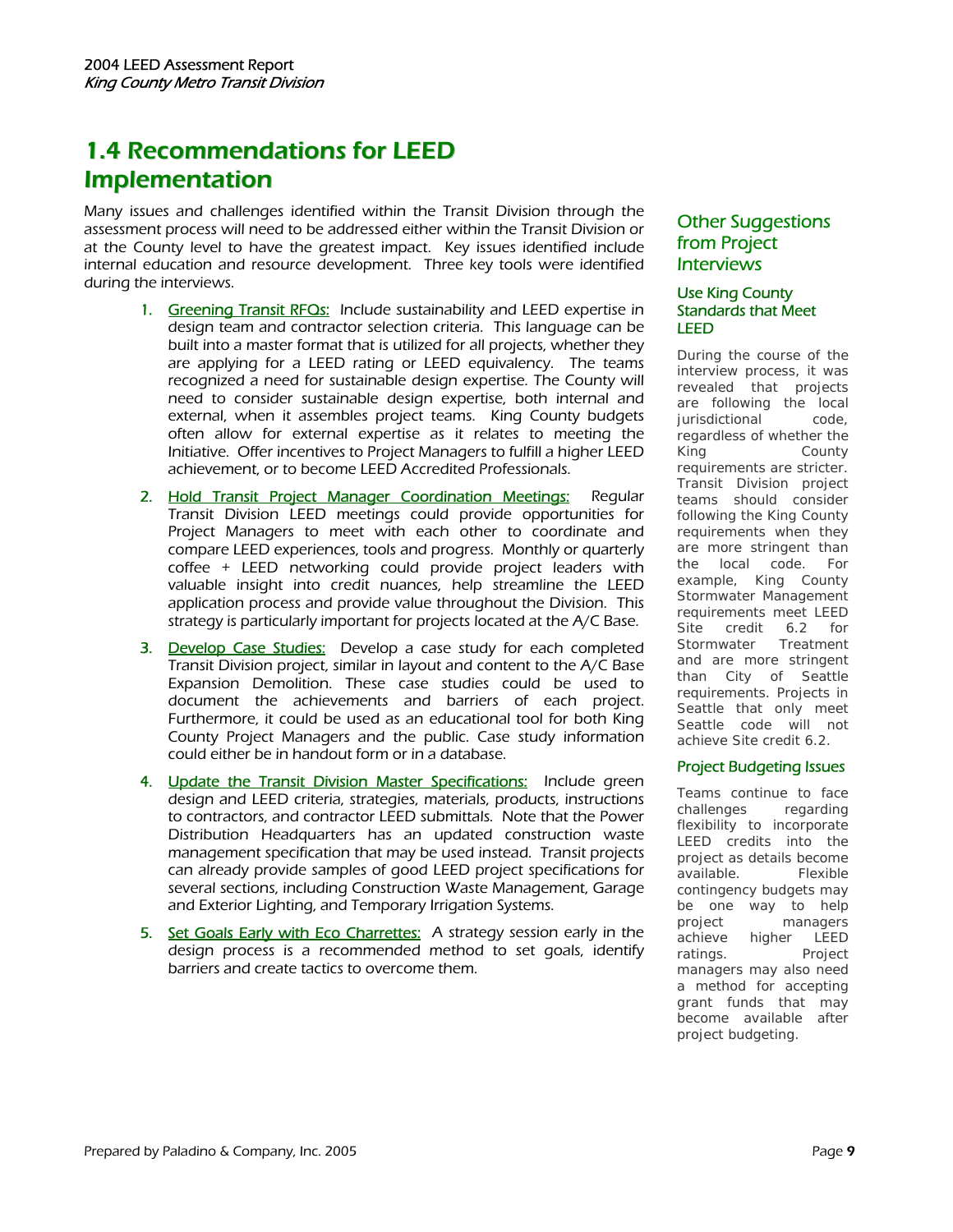## 1.4 Recommendations for LEED Implementation

Many issues and challenges identified within the Transit Division through the assessment process will need to be addressed either within the Transit Division or at the County level to have the greatest impact. Key issues identified include internal education and resource development. Three key tools were identified during the interviews.

1. Greening Transit RFQs: Include sustainability and LEED expertise in design team and contractor selection criteria. This language can be built into a master format that is utilized for all projects, whether they are applying for a LEED rating or LEED equivalency. The teams recognized a need for sustainable design expertise. The County will need to consider sustainable design expertise, both internal and external, when it assembles project teams. King County budgets often allow for external expertise as it relates to meeting the Initiative. Offer incentives to Project Managers to fulfill a higher LEED achievement, or to become LEED Accredited Professionals.
2. Hold Transit Project Manager Coordination Meetings: Regular Transit Division LEED meetings could provide opportunities for Project Managers to meet with each other to coordinate and compare LEED experiences, tools and progress. Monthly or quarterly coffee + LEED networking could provide project leaders with valuable insight into credit nuances, help streamline the LEED application process and provide value throughout the Division. This strategy is particularly important for projects located at the A/C Base.
3. Develop Case Studies: Develop a case study for each completed Transit Division project, similar in layout and content to the A/C Base Expansion Demolition. These case studies could be used to document the achievements and barriers of each project. Furthermore, it could be used as an educational tool for both King County Project Managers and the public. Case study information could either be in handout form or in a database.
4. Update the Transit Division Master Specifications: Include green design and LEED criteria, strategies, materials, products, instructions to contractors, and contractor LEED submittals. Note that the Power Distribution Headquarters has an updated construction waste management specification that may be used instead. Transit projects can already provide samples of good LEED project specifications for several sections, including Construction Waste Management, Garage and Exterior Lighting, and Temporary Irrigation Systems.
5. Set Goals Early with Eco Charrettes: A strategy session early in the design process is a recommended method to set goals, identify barriers and create tactics to overcome them.

### Other Suggestions from Project Interviews

#### Use King County Standards that Meet LEED

During the course of the interview process, it was revealed that projects are following the local jurisdictional code, regardless of whether the King County requirements are stricter. Transit Division project teams should consider following the King County requirements when they are more stringent than the local code. For example, King County Stormwater Management requirements meet LEED Site credit 6.2 for Stormwater Treatment and are more stringent than City of Seattle requirements. Projects in Seattle that only meet Seattle code will not achieve Site credit 6.2.

#### Project Budgeting Issues

Teams continue to face challenges regarding flexibility to incorporate LEED credits into the project as details become available. Flexible contingency budgets may be one way to help project managers achieve higher LEED ratings. Project managers may also need a method for accepting grant funds that may become available after project budgeting.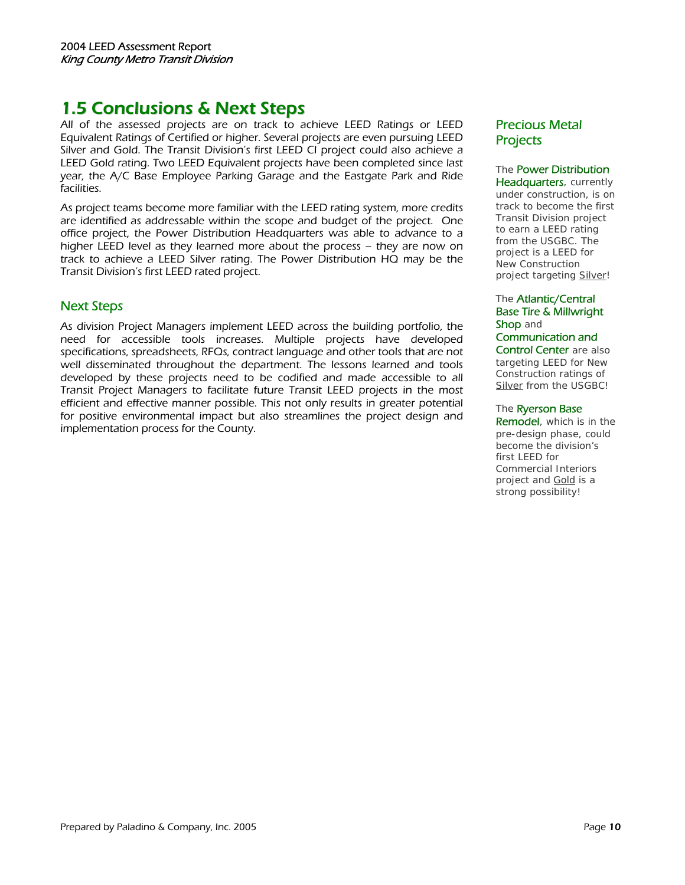## 1.5 Conclusions & Next Steps

All of the assessed projects are on track to achieve LEED Ratings or LEED Equivalent Ratings of Certified or higher. Several projects are even pursuing LEED Silver and Gold. The Transit Division's first LEED CI project could also achieve a LEED Gold rating. Two LEED Equivalent projects have been completed since last year, the A/C Base Employee Parking Garage and the Eastgate Park and Ride facilities.

As project teams become more familiar with the LEED rating system, more credits are identified as addressable within the scope and budget of the project. One office project, the Power Distribution Headquarters was able to advance to a higher LEED level as they learned more about the process – they are now on track to achieve a LEED Silver rating. The Power Distribution HQ may be the Transit Division's first LEED rated project.

### Next Steps

As division Project Managers implement LEED across the building portfolio, the need for accessible tools increases. Multiple projects have developed specifications, spreadsheets, RFQs, contract language and other tools that are not well disseminated throughout the department. The lessons learned and tools developed by these projects need to be codified and made accessible to all Transit Project Managers to facilitate future Transit LEED projects in the most efficient and effective manner possible. This not only results in greater potential for positive environmental impact but also streamlines the project design and implementation process for the County.

### Precious Metal Projects

The Power Distribution Headquarters, currently under construction, is on track to become the first Transit Division project to earn a LEED rating from the USGBC. The project is a LEED for New Construction project targeting Silver!

The Atlantic/Central Base Tire & Millwright Shop and Communication and Control Center are also targeting LEED for New Construction ratings of Silver from the USGBC!

The Ryerson Base Remodel, which is in the pre-design phase, could become the division's first LEED for Commercial Interiors project and Gold is a strong possibility!